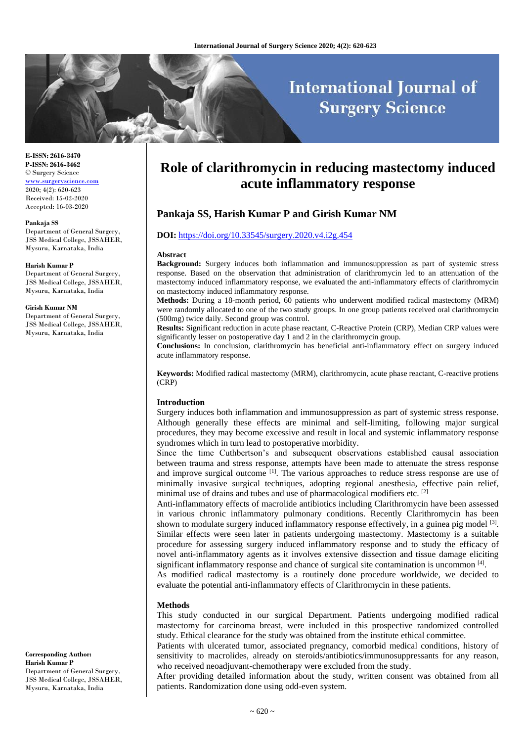**E-ISSN: 2616-3470**
**P-ISSN: 2616-3462**
© Surgery Science
www.surgeryscience.com
2020; 4(2): 620-623
Received: 15-02-2020
Accepted: 16-03-2020

**Pankaja SS**
Department of General Surgery, JSS Medical College, JSSAHER, Mysuru, Karnataka, India

**Harish Kumar P**
Department of General Surgery, JSS Medical College, JSSAHER, Mysuru, Karnataka, India

**Girish Kumar NM**
Department of General Surgery, JSS Medical College, JSSAHER, Mysuru, Karnataka, India

**Corresponding Author:**
**Harish Kumar P**
Department of General Surgery, JSS Medical College, JSSAHER, Mysuru, Karnataka, India

# Role of clarithromycin in reducing mastectomy induced acute inflammatory response

## Pankaja SS, Harish Kumar P and Girish Kumar NM

**DOI:** https://doi.org/10.33545/surgery.2020.v4.i2g.454

### Abstract

**Background:** Surgery induces both inflammation and immunosuppression as part of systemic stress response. Based on the observation that administration of clarithromycin led to an attenuation of the mastectomy induced inflammatory response, we evaluated the anti-inflammatory effects of clarithromycin on mastectomy induced inflammatory response.

**Methods:** During a 18-month period, 60 patients who underwent modified radical mastectomy (MRM) were randomly allocated to one of the two study groups. In one group patients received oral clarithromycin (500mg) twice daily. Second group was control.

**Results:** Significant reduction in acute phase reactant, C-Reactive Protein (CRP), Median CRP values were significantly lesser on postoperative day 1 and 2 in the clarithromycin group.

**Conclusions:** In conclusion, clarithromycin has beneficial anti-inflammatory effect on surgery induced acute inflammatory response.

**Keywords:** Modified radical mastectomy (MRM), clarithromycin, acute phase reactant, C-reactive protiens (CRP)

### Introduction

Surgery induces both inflammation and immunosuppression as part of systemic stress response. Although generally these effects are minimal and self-limiting, following major surgical procedures, they may become excessive and result in local and systemic inflammatory response syndromes which in turn lead to postoperative morbidity.

Since the time Cuthbertson's and subsequent observations established causal association between trauma and stress response, attempts have been made to attenuate the stress response and improve surgical outcome [1]. The various approaches to reduce stress response are use of minimally invasive surgical techniques, adopting regional anesthesia, effective pain relief, minimal use of drains and tubes and use of pharmacological modifiers etc. [2]

Anti-inflammatory effects of macrolide antibiotics including Clarithromycin have been assessed in various chronic inflammatory pulmonary conditions. Recently Clarithromycin has been shown to modulate surgery induced inflammatory response effectively, in a guinea pig model [3]. Similar effects were seen later in patients undergoing mastectomy. Mastectomy is a suitable procedure for assessing surgery induced inflammatory response and to study the efficacy of novel anti-inflammatory agents as it involves extensive dissection and tissue damage eliciting significant inflammatory response and chance of surgical site contamination is uncommon [4].

As modified radical mastectomy is a routinely done procedure worldwide, we decided to evaluate the potential anti-inflammatory effects of Clarithromycin in these patients.

### Methods

This study conducted in our surgical Department. Patients undergoing modified radical mastectomy for carcinoma breast, were included in this prospective randomized controlled study. Ethical clearance for the study was obtained from the institute ethical committee.

Patients with ulcerated tumor, associated pregnancy, comorbid medical conditions, history of sensitivity to macrolides, already on steroids/antibiotics/immunosuppressants for any reason, who received neoadjuvant-chemotherapy were excluded from the study.

After providing detailed information about the study, written consent was obtained from all patients. Randomization done using odd-even system.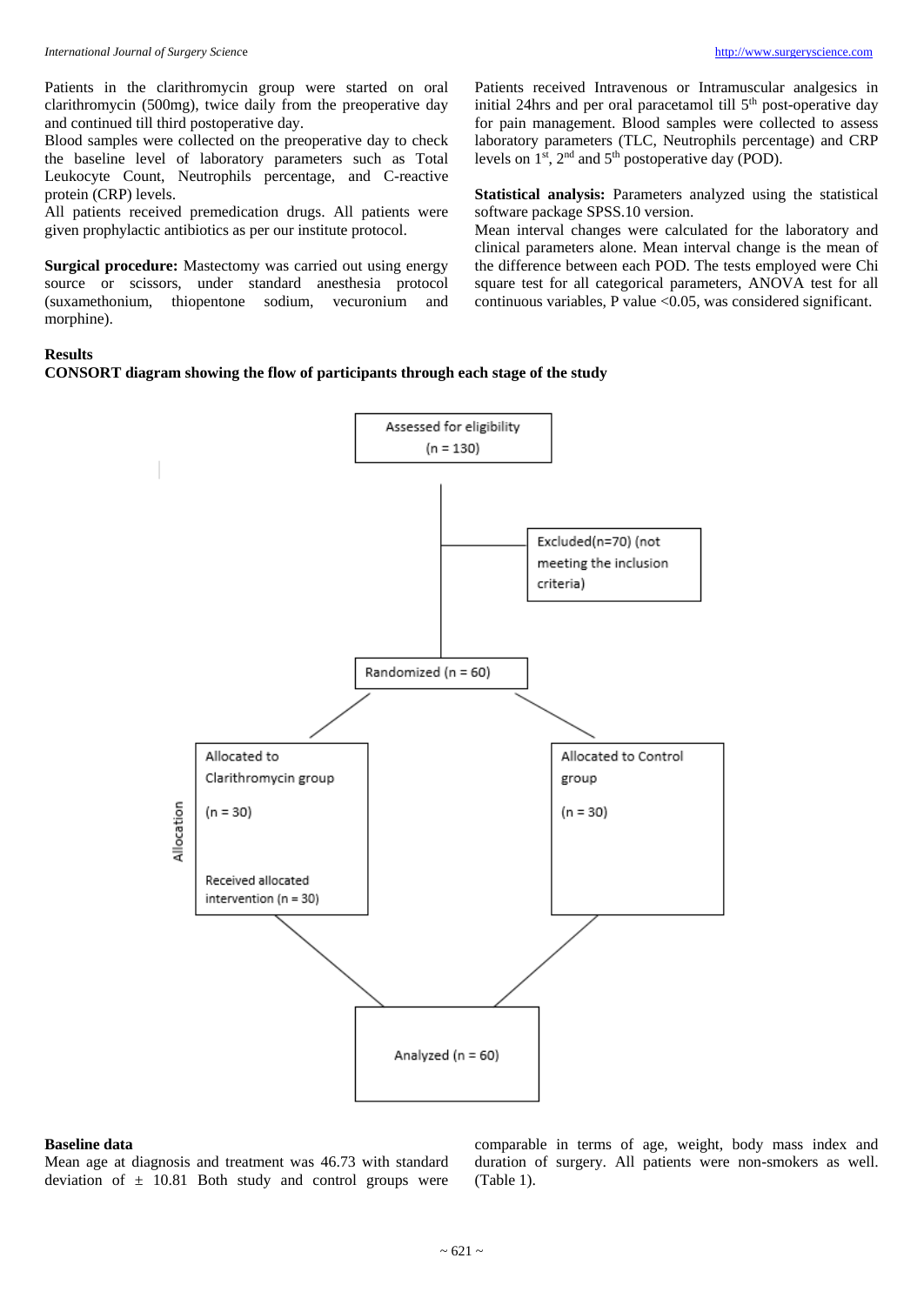Patients in the clarithromycin group were started on oral clarithromycin (500mg), twice daily from the preoperative day and continued till third postoperative day.

Blood samples were collected on the preoperative day to check the baseline level of laboratory parameters such as Total Leukocyte Count, Neutrophils percentage, and C-reactive protein (CRP) levels.

All patients received premedication drugs. All patients were given prophylactic antibiotics as per our institute protocol.

**Surgical procedure:** Mastectomy was carried out using energy source or scissors, under standard anesthesia protocol (suxamethonium, thiopentone sodium, vecuronium and morphine).

Patients received Intravenous or Intramuscular analgesics in initial 24hrs and per oral paracetamol till 5th post-operative day for pain management. Blood samples were collected to assess laboratory parameters (TLC, Neutrophils percentage) and CRP levels on 1st, 2nd and 5th postoperative day (POD).

**Statistical analysis:** Parameters analyzed using the statistical software package SPSS.10 version.

Mean interval changes were calculated for the laboratory and clinical parameters alone. Mean interval change is the mean of the difference between each POD. The tests employed were Chi square test for all categorical parameters, ANOVA test for all continuous variables, P value <0.05, was considered significant.

**Results**

**CONSORT diagram showing the flow of participants through each stage of the study**

Assessed for eligibility (n = 130)

Excluded(n=70) (not meeting the inclusion criteria)

Randomized (n = 60)

Allocation

Allocated to Clarithromycin group (n = 30)

Received allocated intervention (n = 30)

Allocated to Control group (n = 30)

Analyzed (n = 60)

**Baseline data**

Mean age at diagnosis and treatment was 46.73 with standard deviation of ± 10.81 Both study and control groups were comparable in terms of age, weight, body mass index and duration of surgery. All patients were non-smokers as well. (Table 1).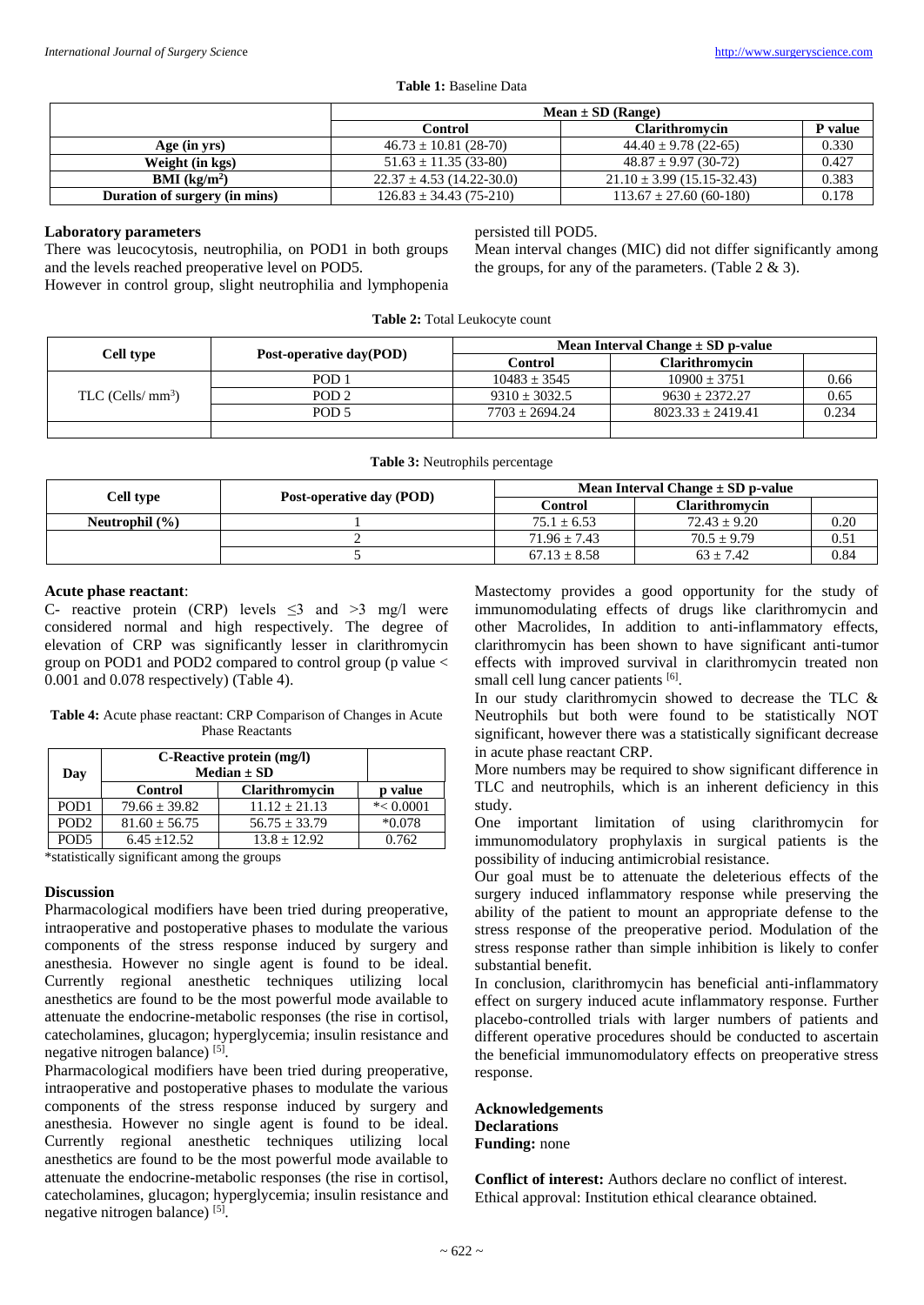**Table 1:** Baseline Data

| | Mean ± SD (Range) | | |
|---|---|---|---|
| | Control | Clarithromycin | P value |
| Age (in yrs) | 46.73 ± 10.81 (28-70) | 44.40 ± 9.78 (22-65) | 0.330 |
| Weight (in kgs) | 51.63 ± 11.35 (33-80) | 48.87 ± 9.97 (30-72) | 0.427 |
| BMI ($kg/m^2$) | 22.37 ± 4.53 (14.22-30.0) | 21.10 ± 3.99 (15.15-32.43) | 0.383 |
| Duration of surgery (in mins) | 126.83 ± 34.43 (75-210) | 113.67 ± 27.60 (60-180) | 0.178 |

### Laboratory parameters

There was leucocytosis, neutrophilia, on POD1 in both groups and the levels reached preoperative level on POD5.

However in control group, slight neutrophilia and lymphopenia persisted till POD5.

Mean interval changes (MIC) did not differ significantly among the groups, for any of the parameters. (Table 2 & 3).

**Table 2:** Total Leukocyte count

| Cell type | Post-operative day(POD) | Mean Interval Change ± SD p-value | | |
|---|---|---|---|---|
| | | Control | Clarithromycin | |
| TLC (Cells/ $mm^3$) | POD 1 | 10483 ± 3545 | 10900 ± 3751 | 0.66 |
| | POD 2 | 9310 ± 3032.5 | 9630 ± 2372.27 | 0.65 |
| | POD 5 | 7703 ± 2694.24 | 8023.33 ± 2419.41 | 0.234 |
| | | | | |

**Table 3:** Neutrophils percentage

| Cell type | Post-operative day (POD) | Mean Interval Change ± SD p-value | | |
|---|---|---|---|---|
| | | Control | Clarithromycin | |
| Neutrophil (%) | 1 | 75.1 ± 6.53 | 72.43 ± 9.20 | 0.20 |
| | 2 | 71.96 ± 7.43 | 70.5 ± 9.79 | 0.51 |
| | 5 | 67.13 ± 8.58 | 63 ± 7.42 | 0.84 |

### Acute phase reactant:

C- reactive protein (CRP) levels ≤3 and >3 mg/l were considered normal and high respectively. The degree of elevation of CRP was significantly lesser in clarithromycin group on POD1 and POD2 compared to control group (p value < 0.001 and 0.078 respectively) (Table 4).

**Table 4:** Acute phase reactant: CRP Comparison of Changes in Acute Phase Reactants

| Day | C-Reactive protein (mg/l) Median ± SD | | |
|---|---|---|---|
| | Control | Clarithromycin | p value |
| POD1 | 79.66 ± 39.82 | 11.12 ± 21.13 | *< 0.0001 |
| POD2 | 81.60 ± 56.75 | 56.75 ± 33.79 | *0.078 |
| POD5 | 6.45 ±12.52 | 13.8 ± 12.92 | 0.762 |

*statistically significant among the groups

### Discussion

Pharmacological modifiers have been tried during preoperative, intraoperative and postoperative phases to modulate the various components of the stress response induced by surgery and anesthesia. However no single agent is found to be ideal. Currently regional anesthetic techniques utilizing local anesthetics are found to be the most powerful mode available to attenuate the endocrine-metabolic responses (the rise in cortisol, catecholamines, glucagon; hyperglycemia; insulin resistance and negative nitrogen balance) [5].

Pharmacological modifiers have been tried during preoperative, intraoperative and postoperative phases to modulate the various components of the stress response induced by surgery and anesthesia. However no single agent is found to be ideal. Currently regional anesthetic techniques utilizing local anesthetics are found to be the most powerful mode available to attenuate the endocrine-metabolic responses (the rise in cortisol, catecholamines, glucagon; hyperglycemia; insulin resistance and negative nitrogen balance) [5].

Mastectomy provides a good opportunity for the study of immunomodulating effects of drugs like clarithromycin and other Macrolides, In addition to anti-inflammatory effects, clarithromycin has been shown to have significant anti-tumor effects with improved survival in clarithromycin treated non small cell lung cancer patients [6].

In our study clarithromycin showed to decrease the TLC & Neutrophils but both were found to be statistically NOT significant, however there was a statistically significant decrease in acute phase reactant CRP.

More numbers may be required to show significant difference in TLC and neutrophils, which is an inherent deficiency in this study.

One important limitation of using clarithromycin for immunomodulatory prophylaxis in surgical patients is the possibility of inducing antimicrobial resistance.

Our goal must be to attenuate the deleterious effects of the surgery induced inflammatory response while preserving the ability of the patient to mount an appropriate defense to the stress response of the preoperative period. Modulation of the stress response rather than simple inhibition is likely to confer substantial benefit.

In conclusion, clarithromycin has beneficial anti-inflammatory effect on surgery induced acute inflammatory response. Further placebo-controlled trials with larger numbers of patients and different operative procedures should be conducted to ascertain the beneficial immunomodulatory effects on preoperative stress response.

**Acknowledgements**

**Declarations**

**Funding:** none

**Conflict of interest:** Authors declare no conflict of interest.

Ethical approval: Institution ethical clearance obtained.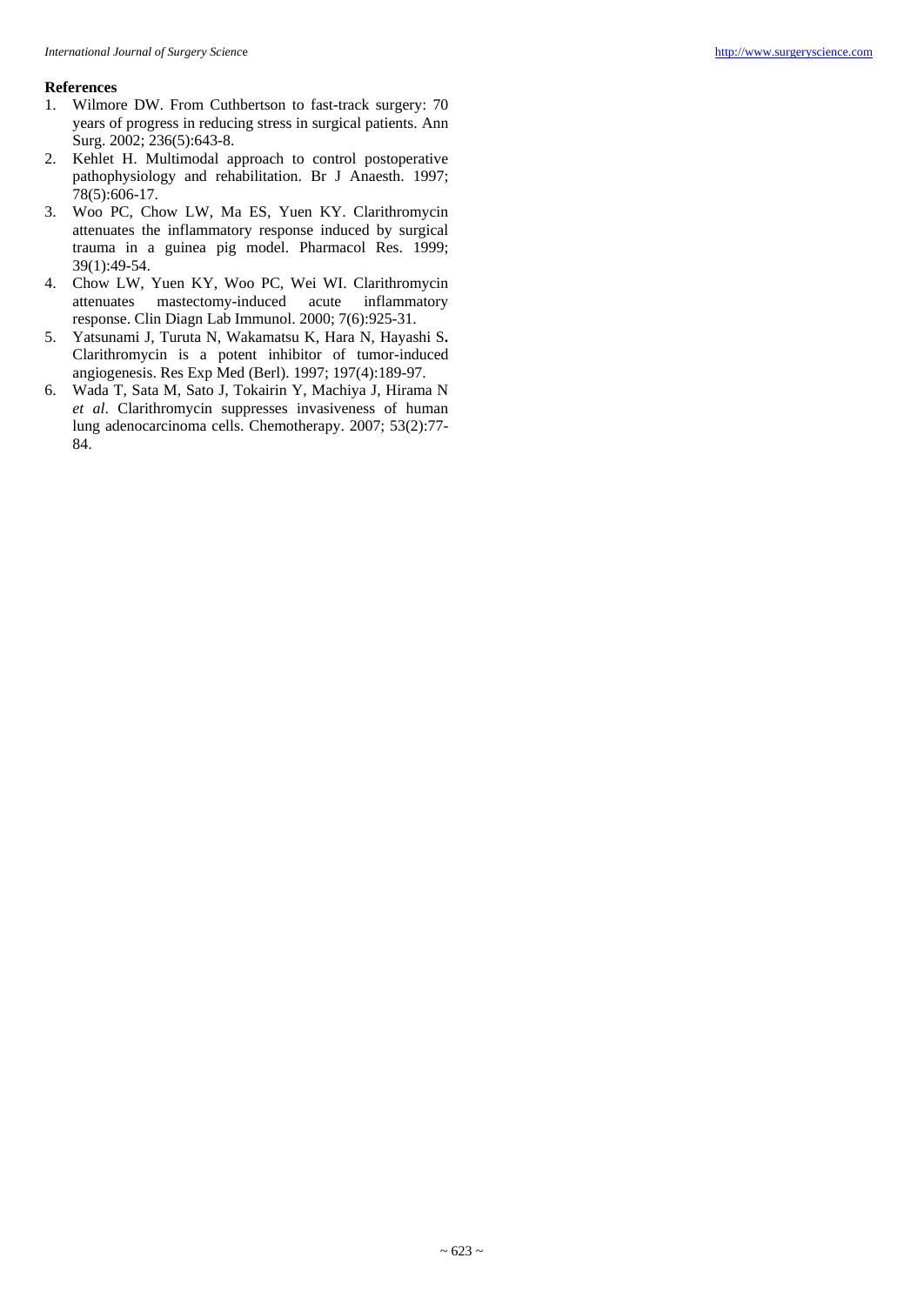**References**

1. Wilmore DW. From Cuthbertson to fast-track surgery: 70 years of progress in reducing stress in surgical patients. Ann Surg. 2002; 236(5):643-8.
2. Kehlet H. Multimodal approach to control postoperative pathophysiology and rehabilitation. Br J Anaesth. 1997; 78(5):606-17.
3. Woo PC, Chow LW, Ma ES, Yuen KY. Clarithromycin attenuates the inflammatory response induced by surgical trauma in a guinea pig model. Pharmacol Res. 1999; 39(1):49-54.
4. Chow LW, Yuen KY, Woo PC, Wei WI. Clarithromycin attenuates mastectomy-induced acute inflammatory response. Clin Diagn Lab Immunol. 2000; 7(6):925-31.
5. Yatsunami J, Turuta N, Wakamatsu K, Hara N, Hayashi S**.** Clarithromycin is a potent inhibitor of tumor-induced angiogenesis. Res Exp Med (Berl). 1997; 197(4):189-97.
6. Wada T, Sata M, Sato J, Tokairin Y, Machiya J, Hirama N *et al*. Clarithromycin suppresses invasiveness of human lung adenocarcinoma cells. Chemotherapy. 2007; 53(2):77-84.